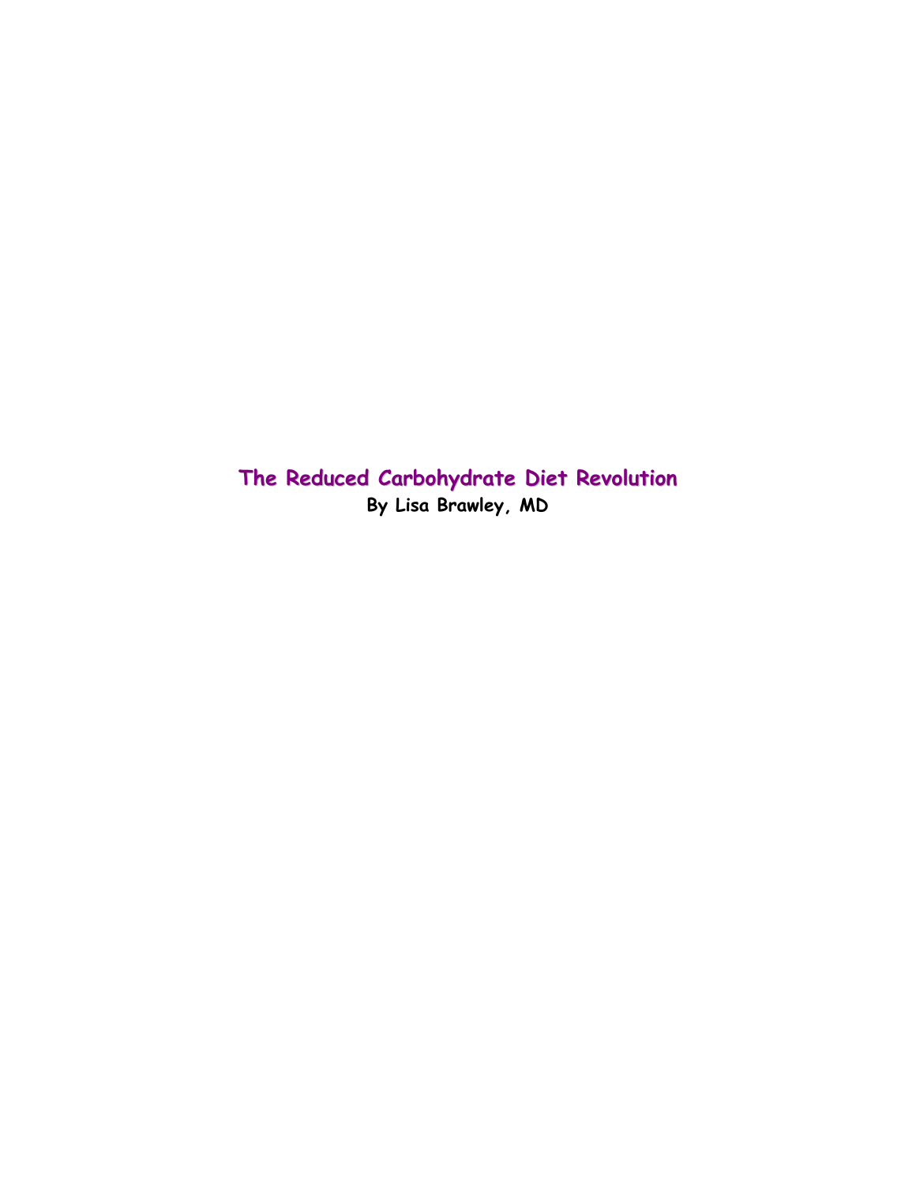# The Reduced Carbohydrate Diet Revolution

**By Lisa Brawley, MD**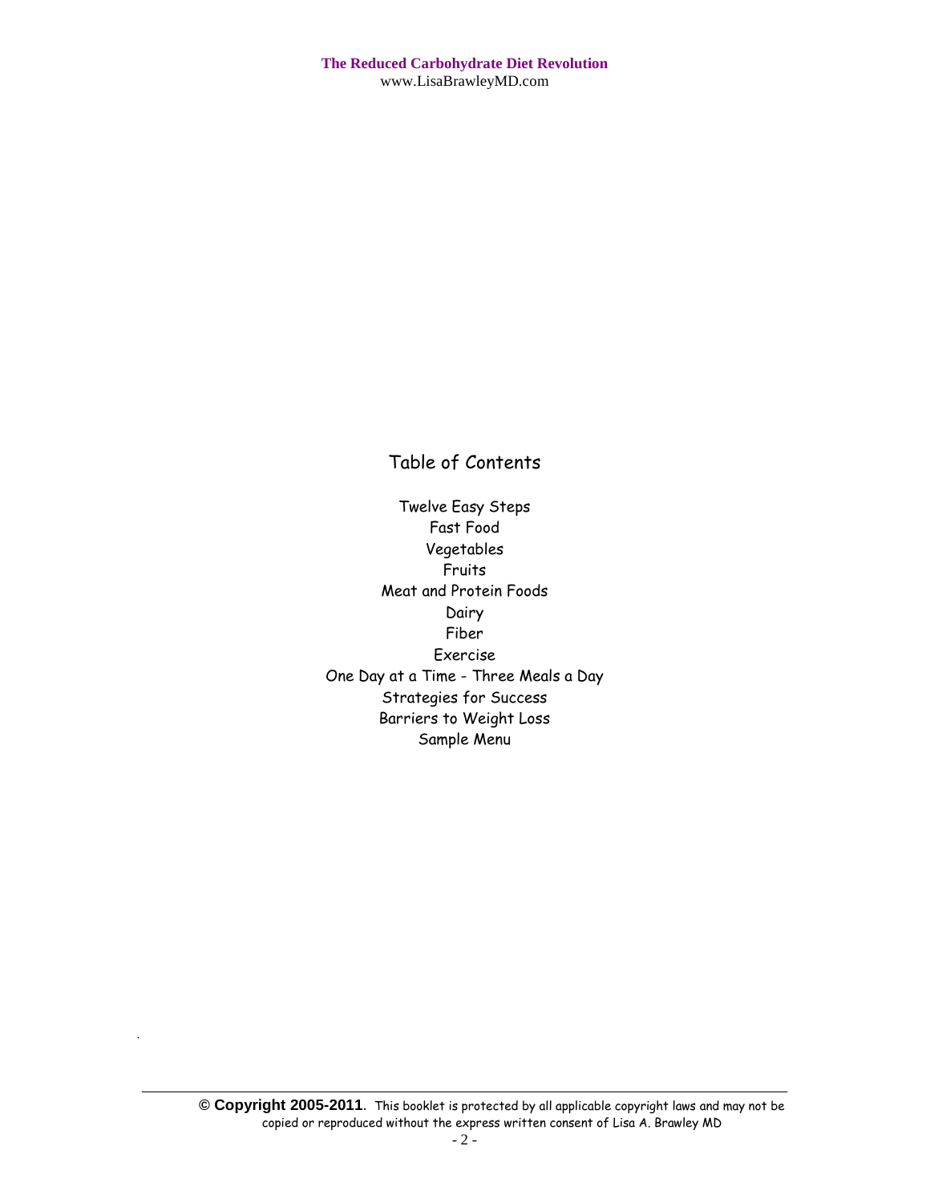# Table of Contents

Twelve Easy Steps
Fast Food
Vegetables
Fruits
Meat and Protein Foods
Dairy
Fiber
Exercise
One Day at a Time - Three Meals a Day
Strategies for Success
Barriers to Weight Loss
Sample Menu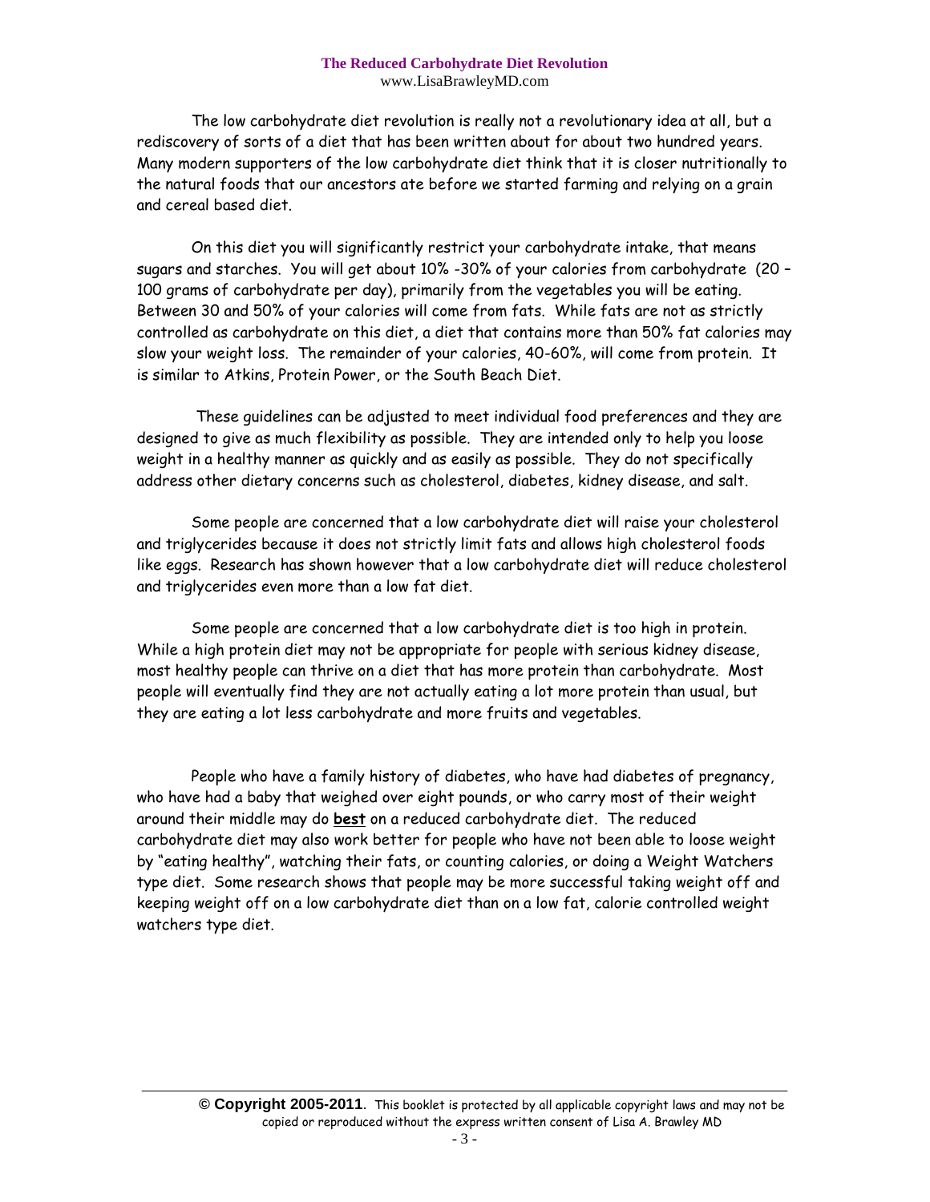The low carbohydrate diet revolution is really not a revolutionary idea at all, but a rediscovery of sorts of a diet that has been written about for about two hundred years. Many modern supporters of the low carbohydrate diet think that it is closer nutritionally to the natural foods that our ancestors ate before we started farming and relying on a grain and cereal based diet.

On this diet you will significantly restrict your carbohydrate intake, that means sugars and starches. You will get about 10% -30% of your calories from carbohydrate (20 – 100 grams of carbohydrate per day), primarily from the vegetables you will be eating. Between 30 and 50% of your calories will come from fats. While fats are not as strictly controlled as carbohydrate on this diet, a diet that contains more than 50% fat calories may slow your weight loss. The remainder of your calories, 40-60%, will come from protein. It is similar to Atkins, Protein Power, or the South Beach Diet.

These guidelines can be adjusted to meet individual food preferences and they are designed to give as much flexibility as possible. They are intended only to help you loose weight in a healthy manner as quickly and as easily as possible. They do not specifically address other dietary concerns such as cholesterol, diabetes, kidney disease, and salt.

Some people are concerned that a low carbohydrate diet will raise your cholesterol and triglycerides because it does not strictly limit fats and allows high cholesterol foods like eggs. Research has shown however that a low carbohydrate diet will reduce cholesterol and triglycerides even more than a low fat diet.

Some people are concerned that a low carbohydrate diet is too high in protein. While a high protein diet may not be appropriate for people with serious kidney disease, most healthy people can thrive on a diet that has more protein than carbohydrate. Most people will eventually find they are not actually eating a lot more protein than usual, but they are eating a lot less carbohydrate and more fruits and vegetables.

People who have a family history of diabetes, who have had diabetes of pregnancy, who have had a baby that weighed over eight pounds, or who carry most of their weight around their middle may do <u>**best**</u> on a reduced carbohydrate diet. The reduced carbohydrate diet may also work better for people who have not been able to loose weight by "eating healthy", watching their fats, or counting calories, or doing a Weight Watchers type diet. Some research shows that people may be more successful taking weight off and keeping weight off on a low carbohydrate diet than on a low fat, calorie controlled weight watchers type diet.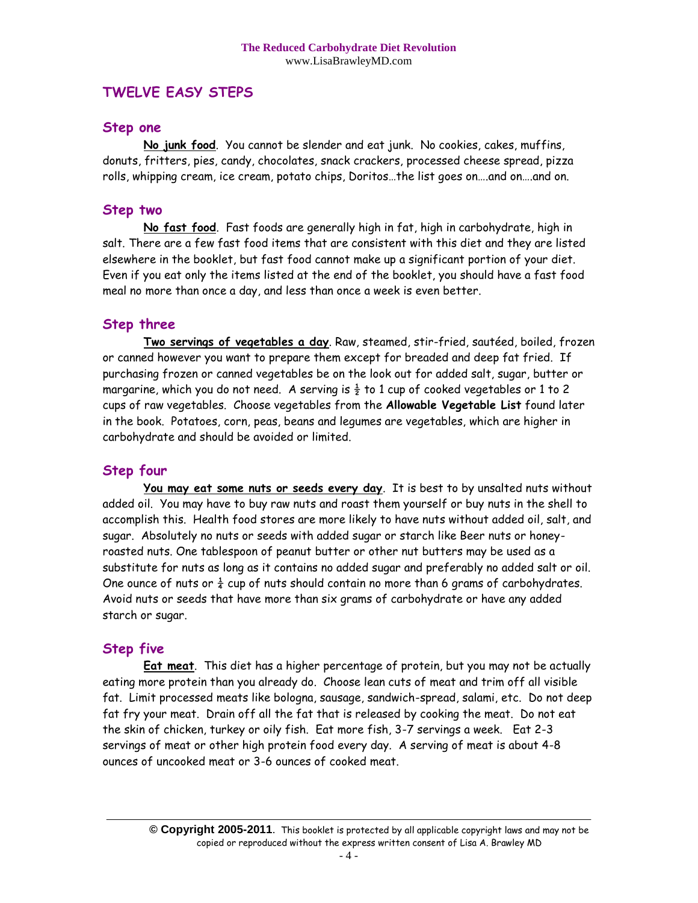## TWELVE EASY STEPS

### Step one

<u>**No junk food**</u>. You cannot be slender and eat junk. No cookies, cakes, muffins, donuts, fritters, pies, candy, chocolates, snack crackers, processed cheese spread, pizza rolls, whipping cream, ice cream, potato chips, Doritos…the list goes on….and on….and on.

### Step two

<u>**No fast food**</u>. Fast foods are generally high in fat, high in carbohydrate, high in salt. There are a few fast food items that are consistent with this diet and they are listed elsewhere in the booklet, but fast food cannot make up a significant portion of your diet. Even if you eat only the items listed at the end of the booklet, you should have a fast food meal no more than once a day, and less than once a week is even better.

### Step three

<u>**Two servings of vegetables a day**</u>. Raw, steamed, stir-fried, sautéed, boiled, frozen or canned however you want to prepare them except for breaded and deep fat fried. If purchasing frozen or canned vegetables be on the look out for added salt, sugar, butter or margarine, which you do not need. A serving is ½ to 1 cup of cooked vegetables or 1 to 2 cups of raw vegetables. Choose vegetables from the **Allowable Vegetable List** found later in the book. Potatoes, corn, peas, beans and legumes are vegetables, which are higher in carbohydrate and should be avoided or limited.

### Step four

<u>**You may eat some nuts or seeds every day**</u>. It is best to by unsalted nuts without added oil. You may have to buy raw nuts and roast them yourself or buy nuts in the shell to accomplish this. Health food stores are more likely to have nuts without added oil, salt, and sugar. Absolutely no nuts or seeds with added sugar or starch like Beer nuts or honey-roasted nuts. One tablespoon of peanut butter or other nut butters may be used as a substitute for nuts as long as it contains no added sugar and preferably no added salt or oil. One ounce of nuts or ¼ cup of nuts should contain no more than 6 grams of carbohydrates. Avoid nuts or seeds that have more than six grams of carbohydrate or have any added starch or sugar.

### Step five

<u>**Eat meat**</u>. This diet has a higher percentage of protein, but you may not be actually eating more protein than you already do. Choose lean cuts of meat and trim off all visible fat. Limit processed meats like bologna, sausage, sandwich-spread, salami, etc. Do not deep fat fry your meat. Drain off all the fat that is released by cooking the meat. Do not eat the skin of chicken, turkey or oily fish. Eat more fish, 3-7 servings a week. Eat 2-3 servings of meat or other high protein food every day. A serving of meat is about 4-8 ounces of uncooked meat or 3-6 ounces of cooked meat.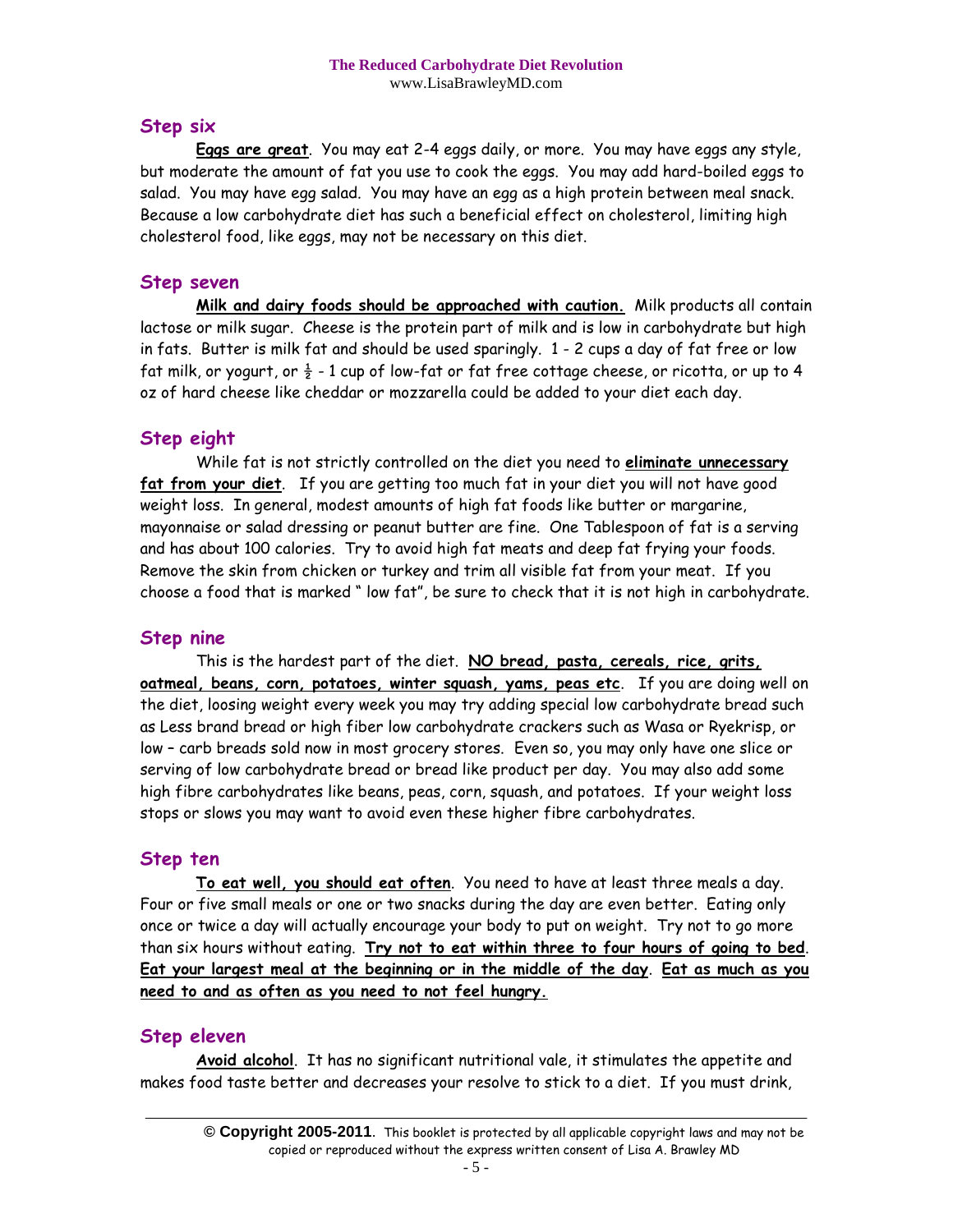## Step six

**Eggs are great**. You may eat 2-4 eggs daily, or more. You may have eggs any style, but moderate the amount of fat you use to cook the eggs. You may add hard-boiled eggs to salad. You may have egg salad. You may have an egg as a high protein between meal snack. Because a low carbohydrate diet has such a beneficial effect on cholesterol, limiting high cholesterol food, like eggs, may not be necessary on this diet.

## Step seven

**Milk and dairy foods should be approached with caution.** Milk products all contain lactose or milk sugar. Cheese is the protein part of milk and is low in carbohydrate but high in fats. Butter is milk fat and should be used sparingly. 1 - 2 cups a day of fat free or low fat milk, or yogurt, or ½ - 1 cup of low-fat or fat free cottage cheese, or ricotta, or up to 4 oz of hard cheese like cheddar or mozzarella could be added to your diet each day.

## Step eight

While fat is not strictly controlled on the diet you need to **eliminate unnecessary fat from your diet**. If you are getting too much fat in your diet you will not have good weight loss. In general, modest amounts of high fat foods like butter or margarine, mayonnaise or salad dressing or peanut butter are fine. One Tablespoon of fat is a serving and has about 100 calories. Try to avoid high fat meats and deep fat frying your foods. Remove the skin from chicken or turkey and trim all visible fat from your meat. If you choose a food that is marked " low fat", be sure to check that it is not high in carbohydrate.

## Step nine

This is the hardest part of the diet. **NO bread, pasta, cereals, rice, grits, oatmeal, beans, corn, potatoes, winter squash, yams, peas etc**. If you are doing well on the diet, loosing weight every week you may try adding special low carbohydrate bread such as Less brand bread or high fiber low carbohydrate crackers such as Wasa or Ryekrisp, or low – carb breads sold now in most grocery stores. Even so, you may only have one slice or serving of low carbohydrate bread or bread like product per day. You may also add some high fibre carbohydrates like beans, peas, corn, squash, and potatoes. If your weight loss stops or slows you may want to avoid even these higher fibre carbohydrates.

## Step ten

**To eat well, you should eat often**. You need to have at least three meals a day. Four or five small meals or one or two snacks during the day are even better. Eating only once or twice a day will actually encourage your body to put on weight. Try not to go more than six hours without eating. **Try not to eat within three to four hours of going to bed**. **Eat your largest meal at the beginning or in the middle of the day**. **Eat as much as you need to and as often as you need to not feel hungry.**

## Step eleven

**Avoid alcohol**. It has no significant nutritional vale, it stimulates the appetite and makes food taste better and decreases your resolve to stick to a diet. If you must drink,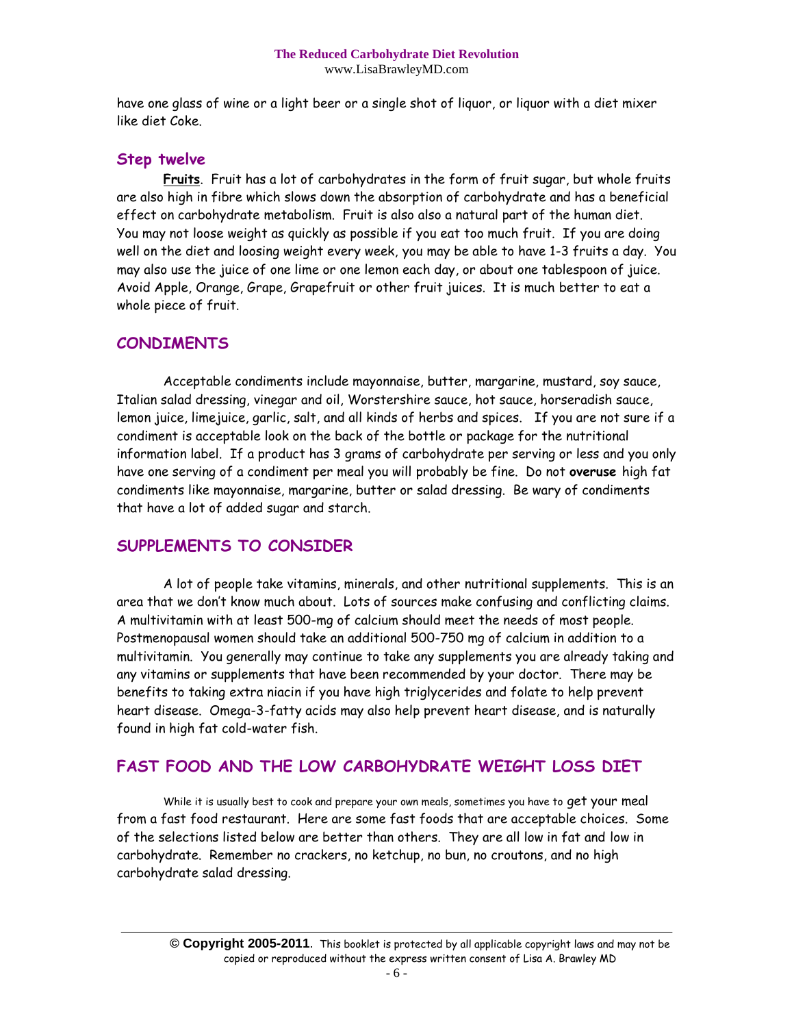have one glass of wine or a light beer or a single shot of liquor, or liquor with a diet mixer like diet Coke.

### Step twelve

**Fruits**. Fruit has a lot of carbohydrates in the form of fruit sugar, but whole fruits are also high in fibre which slows down the absorption of carbohydrate and has a beneficial effect on carbohydrate metabolism. Fruit is also also a natural part of the human diet. You may not loose weight as quickly as possible if you eat too much fruit. If you are doing well on the diet and loosing weight every week, you may be able to have 1-3 fruits a day. You may also use the juice of one lime or one lemon each day, or about one tablespoon of juice. Avoid Apple, Orange, Grape, Grapefruit or other fruit juices. It is much better to eat a whole piece of fruit.

## CONDIMENTS

Acceptable condiments include mayonnaise, butter, margarine, mustard, soy sauce, Italian salad dressing, vinegar and oil, Worstershire sauce, hot sauce, horseradish sauce, lemon juice, limejuice, garlic, salt, and all kinds of herbs and spices. If you are not sure if a condiment is acceptable look on the back of the bottle or package for the nutritional information label. If a product has 3 grams of carbohydrate per serving or less and you only have one serving of a condiment per meal you will probably be fine. Do not **overuse** high fat condiments like mayonnaise, margarine, butter or salad dressing. Be wary of condiments that have a lot of added sugar and starch.

## SUPPLEMENTS TO CONSIDER

A lot of people take vitamins, minerals, and other nutritional supplements. This is an area that we don't know much about. Lots of sources make confusing and conflicting claims. A multivitamin with at least 500-mg of calcium should meet the needs of most people. Postmenopausal women should take an additional 500-750 mg of calcium in addition to a multivitamin. You generally may continue to take any supplements you are already taking and any vitamins or supplements that have been recommended by your doctor. There may be benefits to taking extra niacin if you have high triglycerides and folate to help prevent heart disease. Omega-3-fatty acids may also help prevent heart disease, and is naturally found in high fat cold-water fish.

## FAST FOOD AND THE LOW CARBOHYDRATE WEIGHT LOSS DIET

While it is usually best to cook and prepare your own meals, sometimes you have to get your meal from a fast food restaurant. Here are some fast foods that are acceptable choices. Some of the selections listed below are better than others. They are all low in fat and low in carbohydrate. Remember no crackers, no ketchup, no bun, no croutons, and no high carbohydrate salad dressing.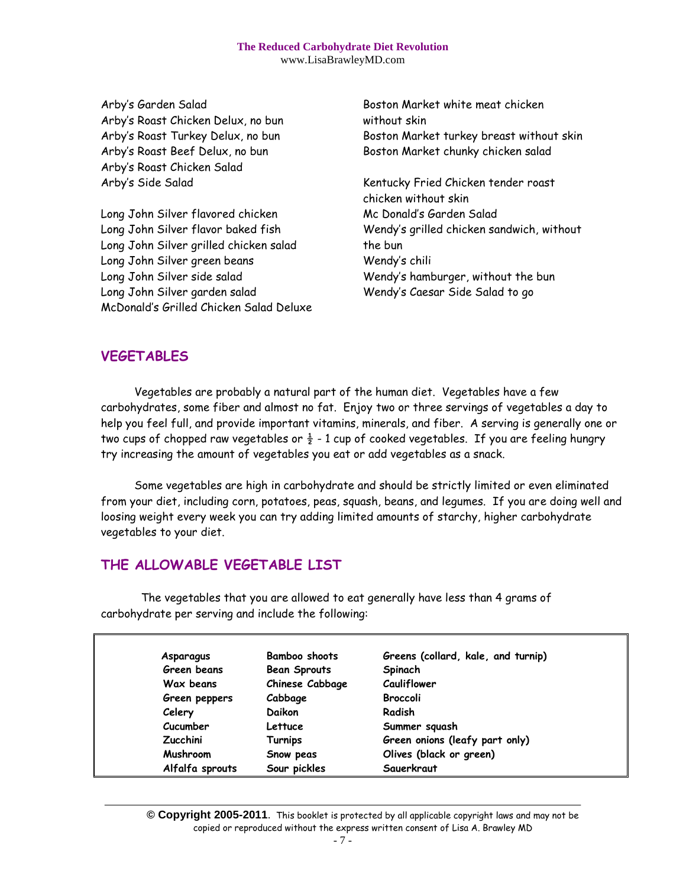Arby's Garden Salad
Arby's Roast Chicken Delux, no bun
Arby's Roast Turkey Delux, no bun
Arby's Roast Beef Delux, no bun
Arby's Roast Chicken Salad
Arby's Side Salad

Long John Silver flavored chicken
Long John Silver flavor baked fish
Long John Silver grilled chicken salad
Long John Silver green beans
Long John Silver side salad
Long John Silver garden salad
McDonald's Grilled Chicken Salad Deluxe

Boston Market white meat chicken without skin
Boston Market turkey breast without skin
Boston Market chunky chicken salad

Kentucky Fried Chicken tender roast chicken without skin
Mc Donald's Garden Salad
Wendy's grilled chicken sandwich, without the bun
Wendy's chili
Wendy's hamburger, without the bun
Wendy's Caesar Side Salad to go

## VEGETABLES

Vegetables are probably a natural part of the human diet. Vegetables have a few carbohydrates, some fiber and almost no fat. Enjoy two or three servings of vegetables a day to help you feel full, and provide important vitamins, minerals, and fiber. A serving is generally one or two cups of chopped raw vegetables or ½ - 1 cup of cooked vegetables. If you are feeling hungry try increasing the amount of vegetables you eat or add vegetables as a snack.

Some vegetables are high in carbohydrate and should be strictly limited or even eliminated from your diet, including corn, potatoes, peas, squash, beans, and legumes. If you are doing well and loosing weight every week you can try adding limited amounts of starchy, higher carbohydrate vegetables to your diet.

## THE ALLOWABLE VEGETABLE LIST

The vegetables that you are allowed to eat generally have less than 4 grams of carbohydrate per serving and include the following:

| | | |
|---|---|---|
| **Asparagus** | **Bamboo shoots** | **Greens (collard, kale, and turnip)** |
| **Green beans** | **Bean Sprouts** | **Spinach** |
| **Wax beans** | **Chinese Cabbage** | **Cauliflower** |
| **Green peppers** | **Cabbage** | **Broccoli** |
| **Celery** | **Daikon** | **Radish** |
| **Cucumber** | **Lettuce** | **Summer squash** |
| **Zucchini** | **Turnips** | **Green onions (leafy part only)** |
| **Mushroom** | **Snow peas** | **Olives (black or green)** |
| **Alfalfa sprouts** | **Sour pickles** | **Sauerkraut** |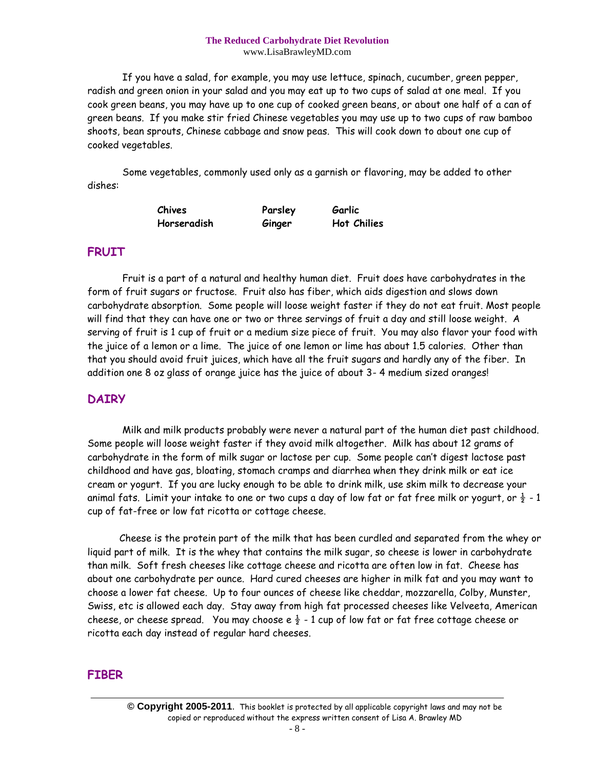If you have a salad, for example, you may use lettuce, spinach, cucumber, green pepper, radish and green onion in your salad and you may eat up to two cups of salad at one meal. If you cook green beans, you may have up to one cup of cooked green beans, or about one half of a can of green beans. If you make stir fried Chinese vegetables you may use up to two cups of raw bamboo shoots, bean sprouts, Chinese cabbage and snow peas. This will cook down to about one cup of cooked vegetables.

Some vegetables, commonly used only as a garnish or flavoring, may be added to other dishes:

| | | |
|---|---|---|
| **Chives** | **Parsley** | **Garlic** |
| **Horseradish** | **Ginger** | **Hot Chilies** |

## FRUIT

Fruit is a part of a natural and healthy human diet. Fruit does have carbohydrates in the form of fruit sugars or fructose. Fruit also has fiber, which aids digestion and slows down carbohydrate absorption. Some people will loose weight faster if they do not eat fruit. Most people will find that they can have one or two or three servings of fruit a day and still loose weight. A serving of fruit is 1 cup of fruit or a medium size piece of fruit. You may also flavor your food with the juice of a lemon or a lime. The juice of one lemon or lime has about 1.5 calories. Other than that you should avoid fruit juices, which have all the fruit sugars and hardly any of the fiber. In addition one 8 oz glass of orange juice has the juice of about 3- 4 medium sized oranges!

## DAIRY

Milk and milk products probably were never a natural part of the human diet past childhood. Some people will loose weight faster if they avoid milk altogether. Milk has about 12 grams of carbohydrate in the form of milk sugar or lactose per cup. Some people can't digest lactose past childhood and have gas, bloating, stomach cramps and diarrhea when they drink milk or eat ice cream or yogurt. If you are lucky enough to be able to drink milk, use skim milk to decrease your animal fats. Limit your intake to one or two cups a day of low fat or fat free milk or yogurt, or ½ - 1 cup of fat-free or low fat ricotta or cottage cheese.

Cheese is the protein part of the milk that has been curdled and separated from the whey or liquid part of milk. It is the whey that contains the milk sugar, so cheese is lower in carbohydrate than milk. Soft fresh cheeses like cottage cheese and ricotta are often low in fat. Cheese has about one carbohydrate per ounce. Hard cured cheeses are higher in milk fat and you may want to choose a lower fat cheese. Up to four ounces of cheese like cheddar, mozzarella, Colby, Munster, Swiss, etc is allowed each day. Stay away from high fat processed cheeses like Velveeta, American cheese, or cheese spread. You may choose e ½ - 1 cup of low fat or fat free cottage cheese or ricotta each day instead of regular hard cheeses.

## FIBER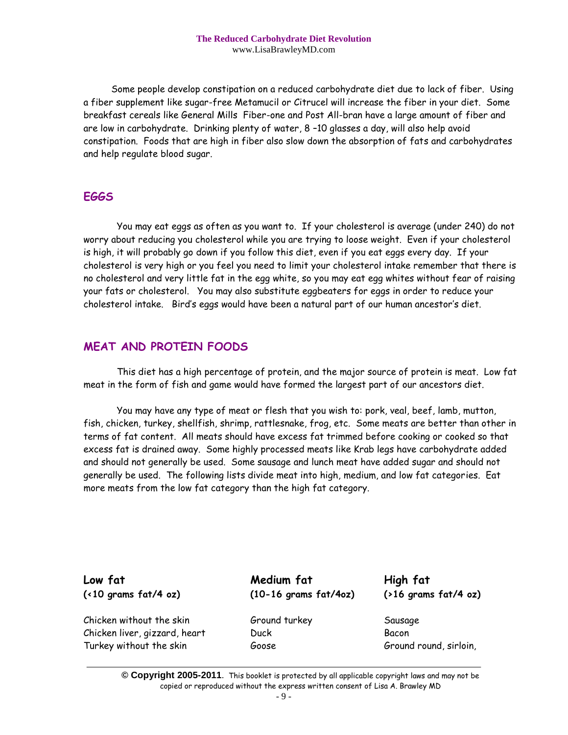Some people develop constipation on a reduced carbohydrate diet due to lack of fiber. Using a fiber supplement like sugar-free Metamucil or Citrucel will increase the fiber in your diet. Some breakfast cereals like General Mills Fiber-one and Post All-bran have a large amount of fiber and are low in carbohydrate. Drinking plenty of water, 8 –10 glasses a day, will also help avoid constipation. Foods that are high in fiber also slow down the absorption of fats and carbohydrates and help regulate blood sugar.

## EGGS

You may eat eggs as often as you want to. If your cholesterol is average (under 240) do not worry about reducing you cholesterol while you are trying to loose weight. Even if your cholesterol is high, it will probably go down if you follow this diet, even if you eat eggs every day. If your cholesterol is very high or you feel you need to limit your cholesterol intake remember that there is no cholesterol and very little fat in the egg white, so you may eat egg whites without fear of raising your fats or cholesterol. You may also substitute eggbeaters for eggs in order to reduce your cholesterol intake. Bird's eggs would have been a natural part of our human ancestor's diet.

## MEAT AND PROTEIN FOODS

This diet has a high percentage of protein, and the major source of protein is meat. Low fat meat in the form of fish and game would have formed the largest part of our ancestors diet.

You may have any type of meat or flesh that you wish to: pork, veal, beef, lamb, mutton, fish, chicken, turkey, shellfish, shrimp, rattlesnake, frog, etc. Some meats are better than other in terms of fat content. All meats should have excess fat trimmed before cooking or cooked so that excess fat is drained away. Some highly processed meats like Krab legs have carbohydrate added and should not generally be used. Some sausage and lunch meat have added sugar and should not generally be used. The following lists divide meat into high, medium, and low fat categories. Eat more meats from the low fat category than the high fat category.

| **Low fat** (<10 grams fat/4 oz) | **Medium fat** (10-16 grams fat/4oz) | **High fat** (>16 grams fat/4 oz) |
|---|---|---|
| Chicken without the skin | Ground turkey | Sausage |
| Chicken liver, gizzard, heart | Duck | Bacon |
| Turkey without the skin | Goose | Ground round, sirloin, |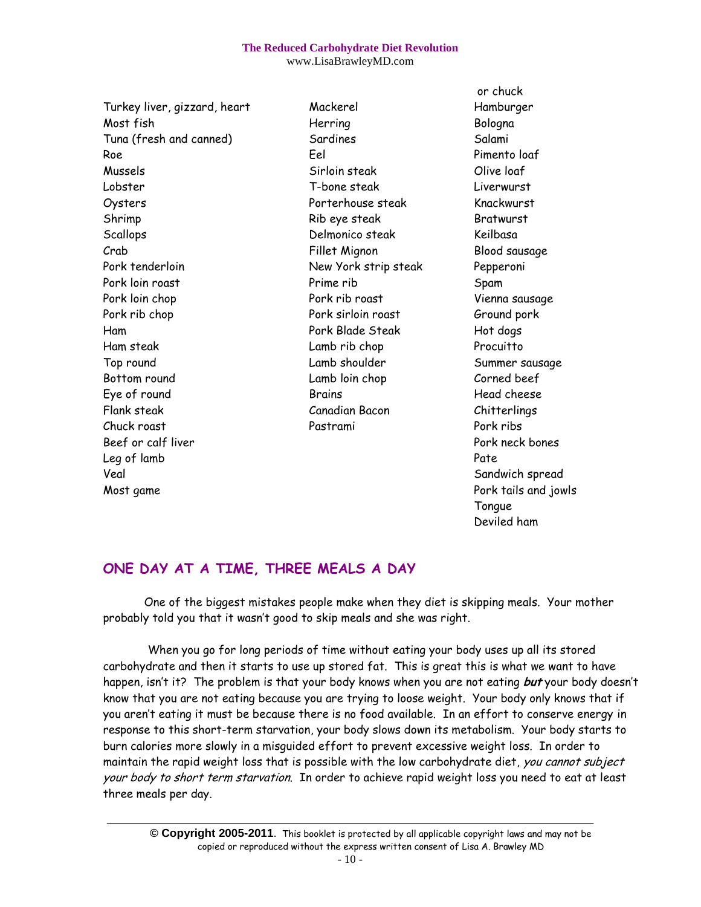Turkey liver, gizzard, heart
Most fish
Tuna (fresh and canned)
Roe
Mussels
Lobster
Oysters
Shrimp
Scallops
Crab
Pork tenderloin
Pork loin roast
Pork loin chop
Pork rib chop
Ham
Ham steak
Top round
Bottom round
Eye of round
Flank steak
Chuck roast
Beef or calf liver
Leg of lamb
Veal
Most game

Mackerel
Herring
Sardines
Eel
Sirloin steak
T-bone steak
Porterhouse steak
Rib eye steak
Delmonico steak
Fillet Mignon
New York strip steak
Prime rib
Pork rib roast
Pork sirloin roast
Pork Blade Steak
Lamb rib chop
Lamb shoulder
Lamb loin chop
Brains
Canadian Bacon
Pastrami

or chuck
Hamburger
Bologna
Salami
Pimento loaf
Olive loaf
Liverwurst
Knackwurst
Bratwurst
Keilbasa
Blood sausage
Pepperoni
Spam
Vienna sausage
Ground pork
Hot dogs
Procuitto
Summer sausage
Corned beef
Head cheese
Chitterlings
Pork ribs
Pork neck bones
Pate
Sandwich spread
Pork tails and jowls
Tongue
Deviled ham

## ONE DAY AT A TIME, THREE MEALS A DAY

One of the biggest mistakes people make when they diet is skipping meals. Your mother probably told you that it wasn't good to skip meals and she was right.

When you go for long periods of time without eating your body uses up all its stored carbohydrate and then it starts to use up stored fat. This is great this is what we want to have happen, isn't it? The problem is that your body knows when you are not eating ***but*** your body doesn't know that you are not eating because you are trying to loose weight. Your body only knows that if you aren't eating it must be because there is no food available. In an effort to conserve energy in response to this short-term starvation, your body slows down its metabolism. Your body starts to burn calories more slowly in a misguided effort to prevent excessive weight loss. In order to maintain the rapid weight loss that is possible with the low carbohydrate diet, *you cannot subject your body to short term starvation*. In order to achieve rapid weight loss you need to eat at least three meals per day.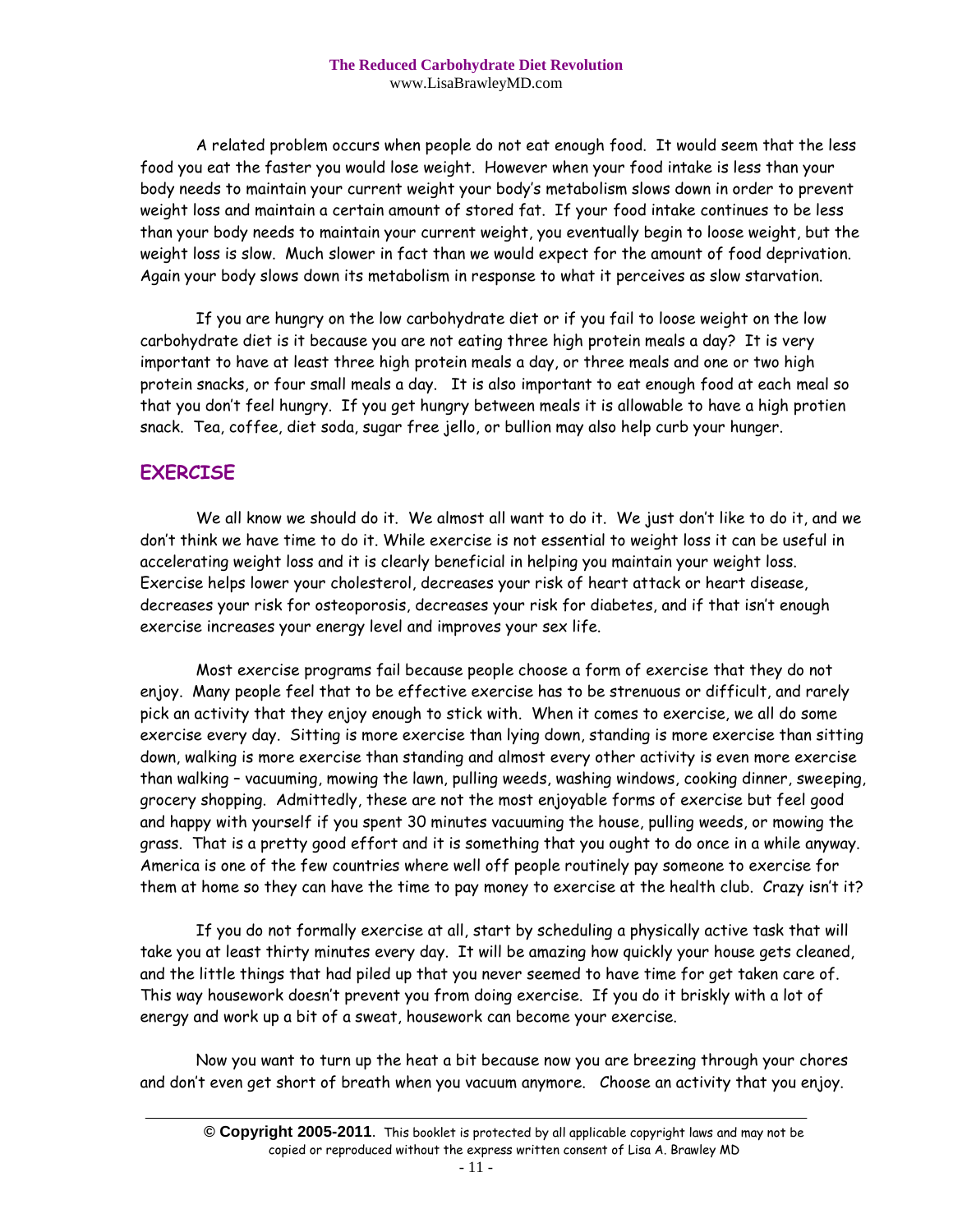A related problem occurs when people do not eat enough food. It would seem that the less food you eat the faster you would lose weight. However when your food intake is less than your body needs to maintain your current weight your body's metabolism slows down in order to prevent weight loss and maintain a certain amount of stored fat. If your food intake continues to be less than your body needs to maintain your current weight, you eventually begin to loose weight, but the weight loss is slow. Much slower in fact than we would expect for the amount of food deprivation. Again your body slows down its metabolism in response to what it perceives as slow starvation.

If you are hungry on the low carbohydrate diet or if you fail to loose weight on the low carbohydrate diet is it because you are not eating three high protein meals a day? It is very important to have at least three high protein meals a day, or three meals and one or two high protein snacks, or four small meals a day. It is also important to eat enough food at each meal so that you don't feel hungry. If you get hungry between meals it is allowable to have a high protien snack. Tea, coffee, diet soda, sugar free jello, or bullion may also help curb your hunger.

## EXERCISE

We all know we should do it. We almost all want to do it. We just don't like to do it, and we don't think we have time to do it. While exercise is not essential to weight loss it can be useful in accelerating weight loss and it is clearly beneficial in helping you maintain your weight loss. Exercise helps lower your cholesterol, decreases your risk of heart attack or heart disease, decreases your risk for osteoporosis, decreases your risk for diabetes, and if that isn't enough exercise increases your energy level and improves your sex life.

Most exercise programs fail because people choose a form of exercise that they do not enjoy. Many people feel that to be effective exercise has to be strenuous or difficult, and rarely pick an activity that they enjoy enough to stick with. When it comes to exercise, we all do some exercise every day. Sitting is more exercise than lying down, standing is more exercise than sitting down, walking is more exercise than standing and almost every other activity is even more exercise than walking – vacuuming, mowing the lawn, pulling weeds, washing windows, cooking dinner, sweeping, grocery shopping. Admittedly, these are not the most enjoyable forms of exercise but feel good and happy with yourself if you spent 30 minutes vacuuming the house, pulling weeds, or mowing the grass. That is a pretty good effort and it is something that you ought to do once in a while anyway. America is one of the few countries where well off people routinely pay someone to exercise for them at home so they can have the time to pay money to exercise at the health club. Crazy isn't it?

If you do not formally exercise at all, start by scheduling a physically active task that will take you at least thirty minutes every day. It will be amazing how quickly your house gets cleaned, and the little things that had piled up that you never seemed to have time for get taken care of. This way housework doesn't prevent you from doing exercise. If you do it briskly with a lot of energy and work up a bit of a sweat, housework can become your exercise.

Now you want to turn up the heat a bit because now you are breezing through your chores and don't even get short of breath when you vacuum anymore. Choose an activity that you enjoy.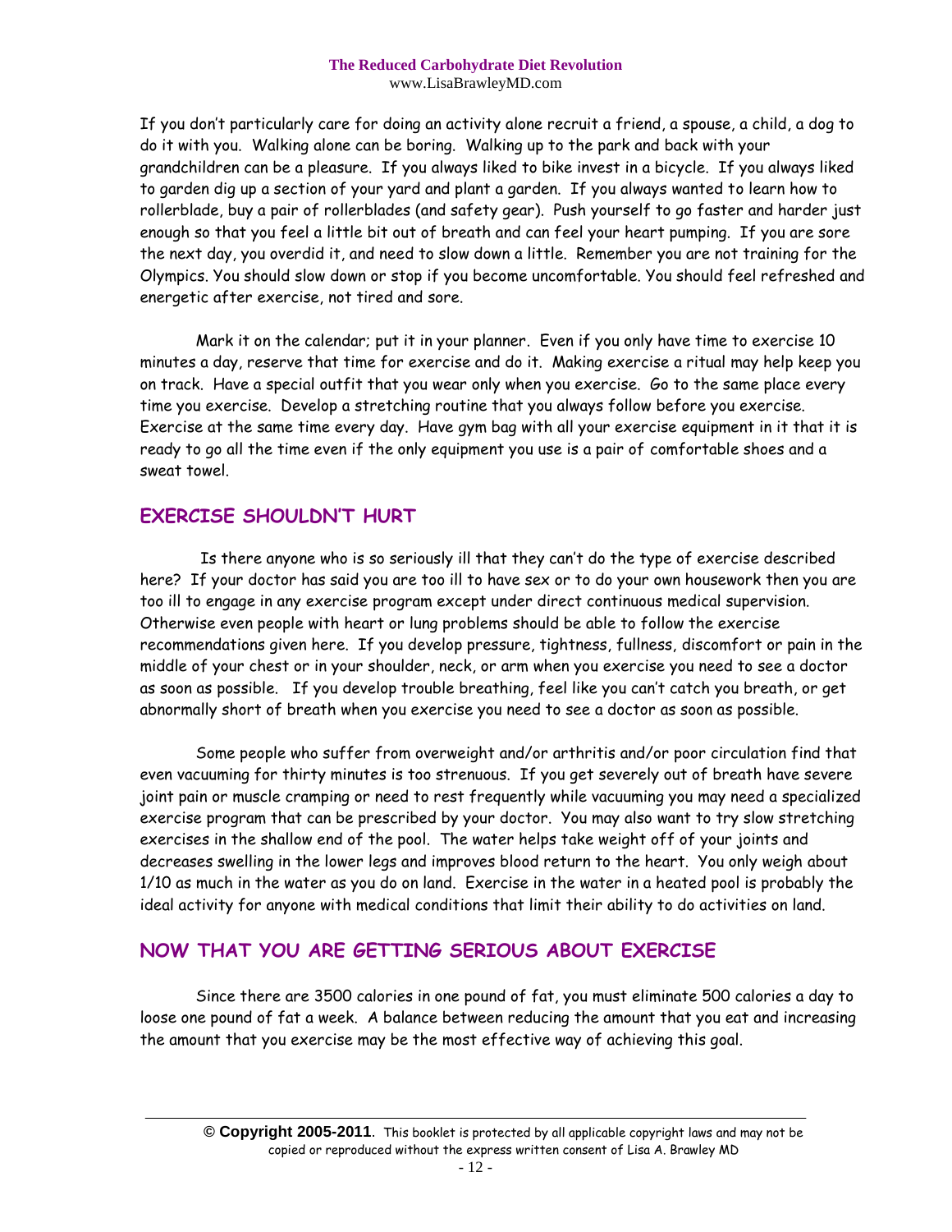If you don't particularly care for doing an activity alone recruit a friend, a spouse, a child, a dog to do it with you. Walking alone can be boring. Walking up to the park and back with your grandchildren can be a pleasure. If you always liked to bike invest in a bicycle. If you always liked to garden dig up a section of your yard and plant a garden. If you always wanted to learn how to rollerblade, buy a pair of rollerblades (and safety gear). Push yourself to go faster and harder just enough so that you feel a little bit out of breath and can feel your heart pumping. If you are sore the next day, you overdid it, and need to slow down a little. Remember you are not training for the Olympics. You should slow down or stop if you become uncomfortable. You should feel refreshed and energetic after exercise, not tired and sore.

Mark it on the calendar; put it in your planner. Even if you only have time to exercise 10 minutes a day, reserve that time for exercise and do it. Making exercise a ritual may help keep you on track. Have a special outfit that you wear only when you exercise. Go to the same place every time you exercise. Develop a stretching routine that you always follow before you exercise. Exercise at the same time every day. Have gym bag with all your exercise equipment in it that it is ready to go all the time even if the only equipment you use is a pair of comfortable shoes and a sweat towel.

## EXERCISE SHOULDN'T HURT

Is there anyone who is so seriously ill that they can't do the type of exercise described here? If your doctor has said you are too ill to have sex or to do your own housework then you are too ill to engage in any exercise program except under direct continuous medical supervision. Otherwise even people with heart or lung problems should be able to follow the exercise recommendations given here. If you develop pressure, tightness, fullness, discomfort or pain in the middle of your chest or in your shoulder, neck, or arm when you exercise you need to see a doctor as soon as possible. If you develop trouble breathing, feel like you can't catch you breath, or get abnormally short of breath when you exercise you need to see a doctor as soon as possible.

Some people who suffer from overweight and/or arthritis and/or poor circulation find that even vacuuming for thirty minutes is too strenuous. If you get severely out of breath have severe joint pain or muscle cramping or need to rest frequently while vacuuming you may need a specialized exercise program that can be prescribed by your doctor. You may also want to try slow stretching exercises in the shallow end of the pool. The water helps take weight off of your joints and decreases swelling in the lower legs and improves blood return to the heart. You only weigh about 1/10 as much in the water as you do on land. Exercise in the water in a heated pool is probably the ideal activity for anyone with medical conditions that limit their ability to do activities on land.

## NOW THAT YOU ARE GETTING SERIOUS ABOUT EXERCISE

Since there are 3500 calories in one pound of fat, you must eliminate 500 calories a day to loose one pound of fat a week. A balance between reducing the amount that you eat and increasing the amount that you exercise may be the most effective way of achieving this goal.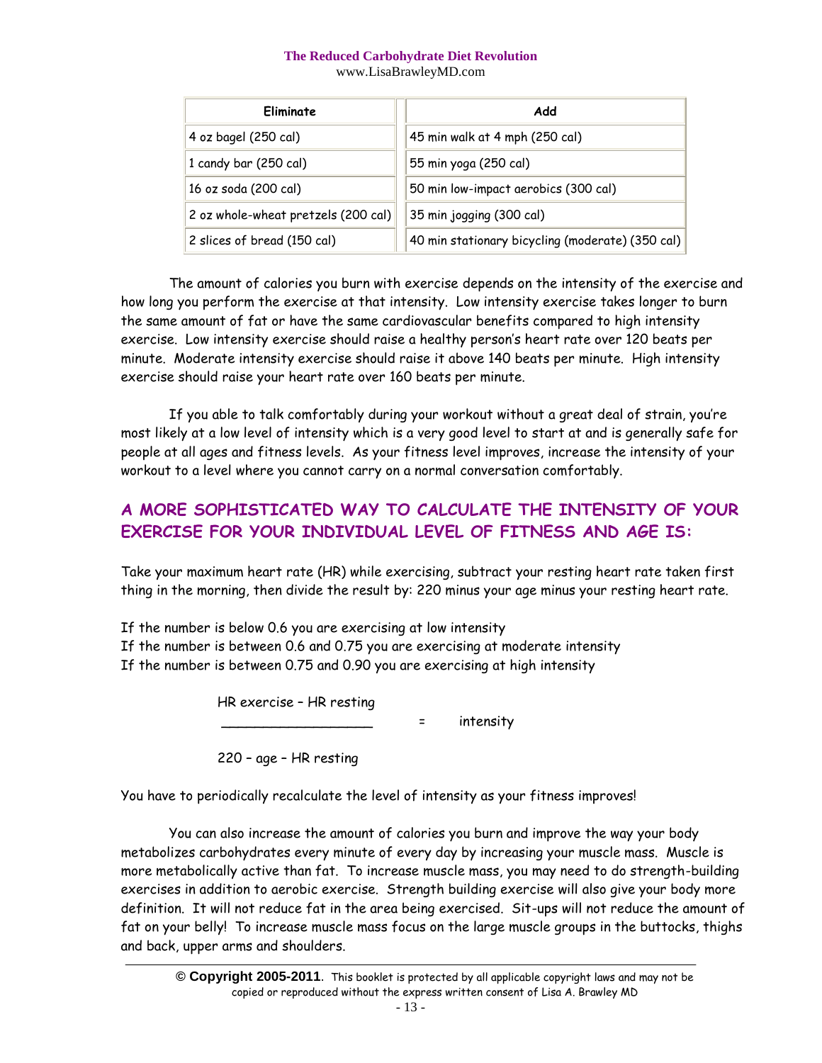| Eliminate | Add |
| --- | --- |
| 4 oz bagel (250 cal) | 45 min walk at 4 mph (250 cal) |
| 1 candy bar (250 cal) | 55 min yoga (250 cal) |
| 16 oz soda (200 cal) | 50 min low-impact aerobics (300 cal) |
| 2 oz whole-wheat pretzels (200 cal) | 35 min jogging (300 cal) |
| 2 slices of bread (150 cal) | 40 min stationary bicycling (moderate) (350 cal) |

The amount of calories you burn with exercise depends on the intensity of the exercise and how long you perform the exercise at that intensity. Low intensity exercise takes longer to burn the same amount of fat or have the same cardiovascular benefits compared to high intensity exercise. Low intensity exercise should raise a healthy person's heart rate over 120 beats per minute. Moderate intensity exercise should raise it above 140 beats per minute. High intensity exercise should raise your heart rate over 160 beats per minute.

If you able to talk comfortably during your workout without a great deal of strain, you're most likely at a low level of intensity which is a very good level to start at and is generally safe for people at all ages and fitness levels. As your fitness level improves, increase the intensity of your workout to a level where you cannot carry on a normal conversation comfortably.

## A MORE SOPHISTICATED WAY TO CALCULATE THE INTENSITY OF YOUR EXERCISE FOR YOUR INDIVIDUAL LEVEL OF FITNESS AND AGE IS:

Take your maximum heart rate (HR) while exercising, subtract your resting heart rate taken first thing in the morning, then divide the result by: 220 minus your age minus your resting heart rate.

If the number is below 0.6 you are exercising at low intensity
If the number is between 0.6 and 0.75 you are exercising at moderate intensity
If the number is between 0.75 and 0.90 you are exercising at high intensity

$$\frac{\text{HR exercise} - \text{HR resting}}{220 - \text{age} - \text{HR resting}} = \text{intensity}$$

You have to periodically recalculate the level of intensity as your fitness improves!

You can also increase the amount of calories you burn and improve the way your body metabolizes carbohydrates every minute of every day by increasing your muscle mass. Muscle is more metabolically active than fat. To increase muscle mass, you may need to do strength-building exercises in addition to aerobic exercise. Strength building exercise will also give your body more definition. It will not reduce fat in the area being exercised. Sit-ups will not reduce the amount of fat on your belly! To increase muscle mass focus on the large muscle groups in the buttocks, thighs and back, upper arms and shoulders.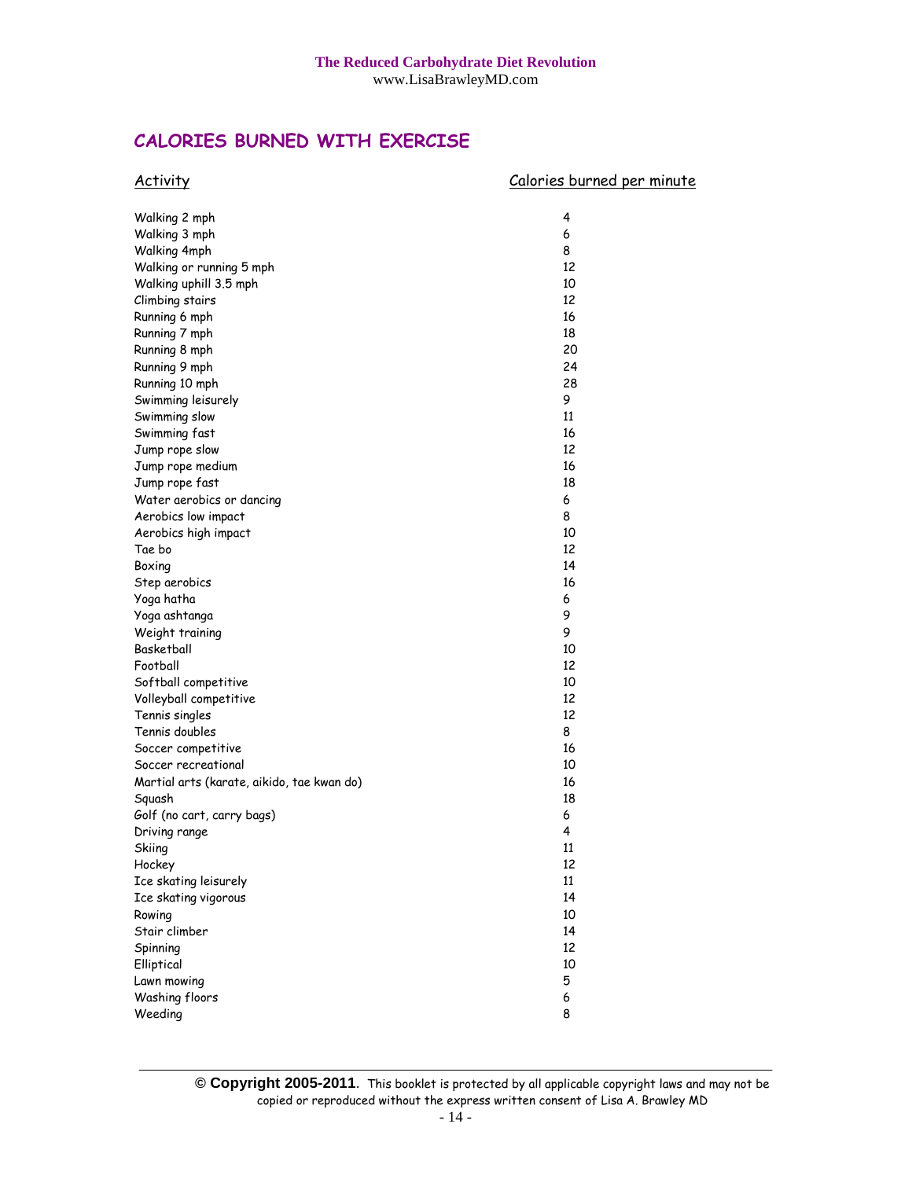## CALORIES BURNED WITH EXERCISE

| Activity | Calories burned per minute |
| --- | --- |
| Walking 2 mph | 4 |
| Walking 3 mph | 6 |
| Walking 4mph | 8 |
| Walking or running 5 mph | 12 |
| Walking uphill 3.5 mph | 10 |
| Climbing stairs | 12 |
| Running 6 mph | 16 |
| Running 7 mph | 18 |
| Running 8 mph | 20 |
| Running 9 mph | 24 |
| Running 10 mph | 28 |
| Swimming leisurely | 9 |
| Swimming slow | 11 |
| Swimming fast | 16 |
| Jump rope slow | 12 |
| Jump rope medium | 16 |
| Jump rope fast | 18 |
| Water aerobics or dancing | 6 |
| Aerobics low impact | 8 |
| Aerobics high impact | 10 |
| Tae bo | 12 |
| Boxing | 14 |
| Step aerobics | 16 |
| Yoga hatha | 6 |
| Yoga ashtanga | 9 |
| Weight training | 9 |
| Basketball | 10 |
| Football | 12 |
| Softball competitive | 10 |
| Volleyball competitive | 12 |
| Tennis singles | 12 |
| Tennis doubles | 8 |
| Soccer competitive | 16 |
| Soccer recreational | 10 |
| Martial arts (karate, aikido, tae kwan do) | 16 |
| Squash | 18 |
| Golf (no cart, carry bags) | 6 |
| Driving range | 4 |
| Skiing | 11 |
| Hockey | 12 |
| Ice skating leisurely | 11 |
| Ice skating vigorous | 14 |
| Rowing | 10 |
| Stair climber | 14 |
| Spinning | 12 |
| Elliptical | 10 |
| Lawn mowing | 5 |
| Washing floors | 6 |
| Weeding | 8 |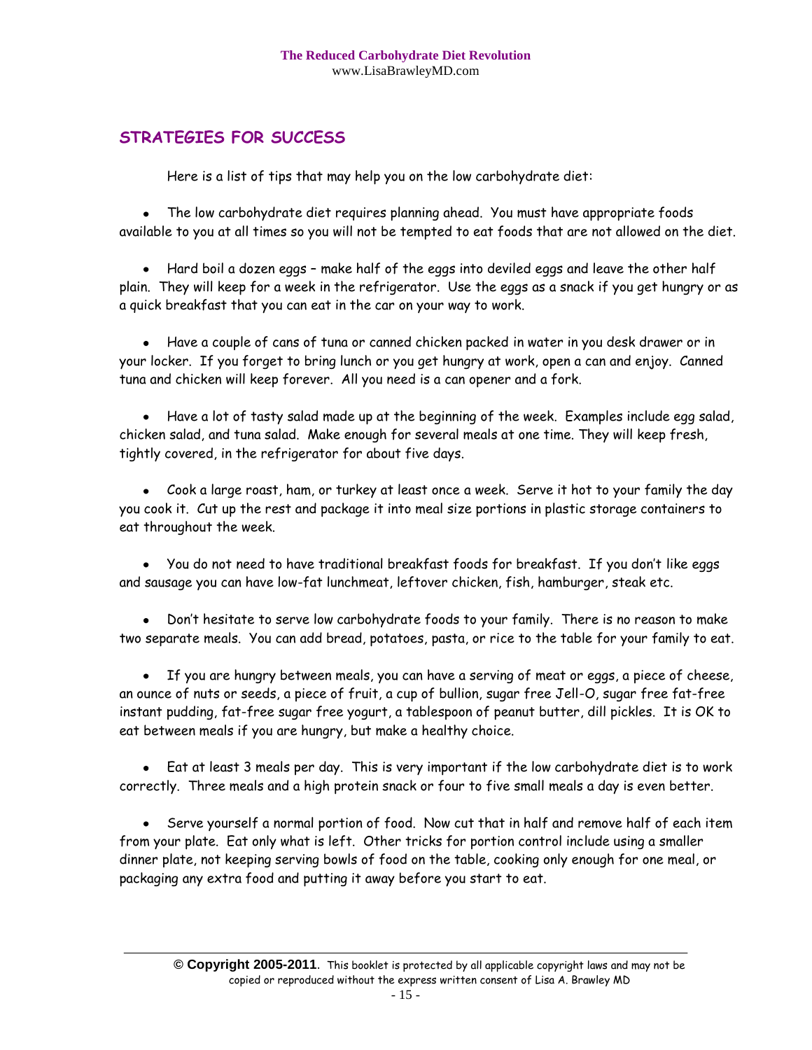## STRATEGIES FOR SUCCESS

Here is a list of tips that may help you on the low carbohydrate diet:

- The low carbohydrate diet requires planning ahead. You must have appropriate foods available to you at all times so you will not be tempted to eat foods that are not allowed on the diet.

- Hard boil a dozen eggs – make half of the eggs into deviled eggs and leave the other half plain. They will keep for a week in the refrigerator. Use the eggs as a snack if you get hungry or as a quick breakfast that you can eat in the car on your way to work.

- Have a couple of cans of tuna or canned chicken packed in water in you desk drawer or in your locker. If you forget to bring lunch or you get hungry at work, open a can and enjoy. Canned tuna and chicken will keep forever. All you need is a can opener and a fork.

- Have a lot of tasty salad made up at the beginning of the week. Examples include egg salad, chicken salad, and tuna salad. Make enough for several meals at one time. They will keep fresh, tightly covered, in the refrigerator for about five days.

- Cook a large roast, ham, or turkey at least once a week. Serve it hot to your family the day you cook it. Cut up the rest and package it into meal size portions in plastic storage containers to eat throughout the week.

- You do not need to have traditional breakfast foods for breakfast. If you don't like eggs and sausage you can have low-fat lunchmeat, leftover chicken, fish, hamburger, steak etc.

- Don't hesitate to serve low carbohydrate foods to your family. There is no reason to make two separate meals. You can add bread, potatoes, pasta, or rice to the table for your family to eat.

- If you are hungry between meals, you can have a serving of meat or eggs, a piece of cheese, an ounce of nuts or seeds, a piece of fruit, a cup of bullion, sugar free Jell-O, sugar free fat-free instant pudding, fat-free sugar free yogurt, a tablespoon of peanut butter, dill pickles. It is OK to eat between meals if you are hungry, but make a healthy choice.

- Eat at least 3 meals per day. This is very important if the low carbohydrate diet is to work correctly. Three meals and a high protein snack or four to five small meals a day is even better.

- Serve yourself a normal portion of food. Now cut that in half and remove half of each item from your plate. Eat only what is left. Other tricks for portion control include using a smaller dinner plate, not keeping serving bowls of food on the table, cooking only enough for one meal, or packaging any extra food and putting it away before you start to eat.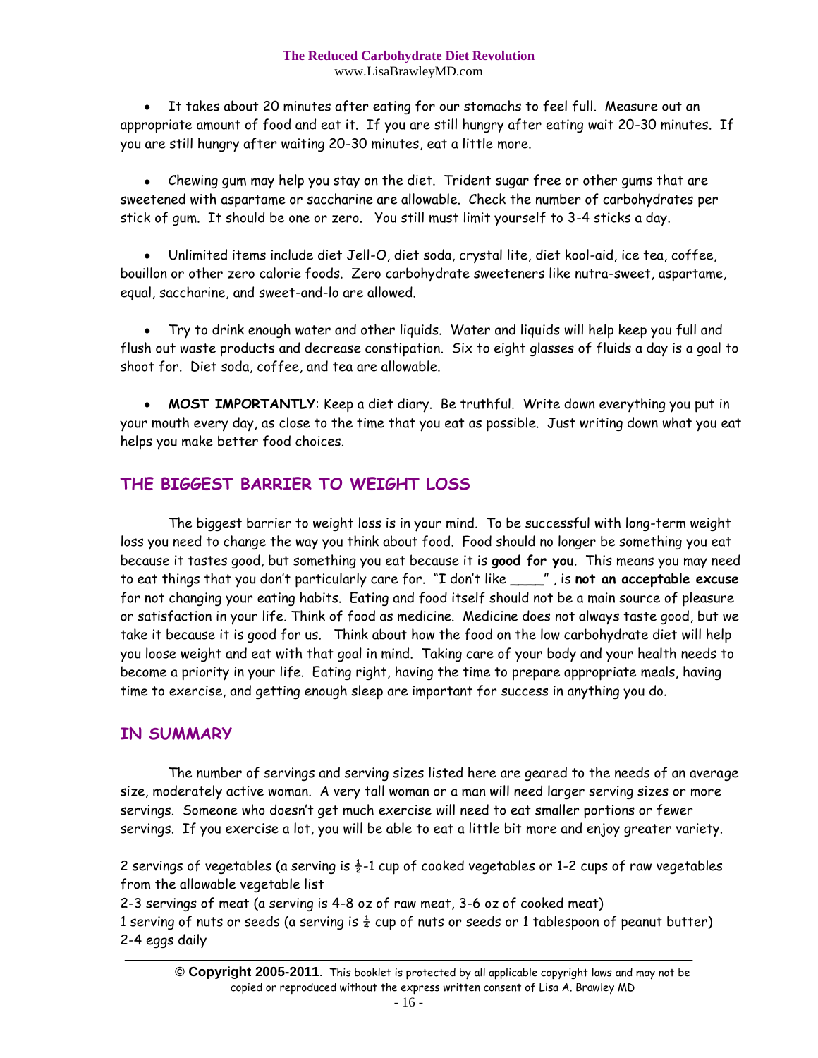- It takes about 20 minutes after eating for our stomachs to feel full. Measure out an appropriate amount of food and eat it. If you are still hungry after eating wait 20-30 minutes. If you are still hungry after waiting 20-30 minutes, eat a little more.

- Chewing gum may help you stay on the diet. Trident sugar free or other gums that are sweetened with aspartame or saccharine are allowable. Check the number of carbohydrates per stick of gum. It should be one or zero. You still must limit yourself to 3-4 sticks a day.

- Unlimited items include diet Jell-O, diet soda, crystal lite, diet kool-aid, ice tea, coffee, bouillon or other zero calorie foods. Zero carbohydrate sweeteners like nutra-sweet, aspartame, equal, saccharine, and sweet-and-lo are allowed.

- Try to drink enough water and other liquids. Water and liquids will help keep you full and flush out waste products and decrease constipation. Six to eight glasses of fluids a day is a goal to shoot for. Diet soda, coffee, and tea are allowable.

- **MOST IMPORTANTLY**: Keep a diet diary. Be truthful. Write down everything you put in your mouth every day, as close to the time that you eat as possible. Just writing down what you eat helps you make better food choices.

## THE BIGGEST BARRIER TO WEIGHT LOSS

The biggest barrier to weight loss is in your mind. To be successful with long-term weight loss you need to change the way you think about food. Food should no longer be something you eat because it tastes good, but something you eat because it is **good for you**. This means you may need to eat things that you don't particularly care for. "I don't like ____" , is **not an acceptable excuse** for not changing your eating habits. Eating and food itself should not be a main source of pleasure or satisfaction in your life. Think of food as medicine. Medicine does not always taste good, but we take it because it is good for us. Think about how the food on the low carbohydrate diet will help you loose weight and eat with that goal in mind. Taking care of your body and your health needs to become a priority in your life. Eating right, having the time to prepare appropriate meals, having time to exercise, and getting enough sleep are important for success in anything you do.

## IN SUMMARY

The number of servings and serving sizes listed here are geared to the needs of an average size, moderately active woman. A very tall woman or a man will need larger serving sizes or more servings. Someone who doesn't get much exercise will need to eat smaller portions or fewer servings. If you exercise a lot, you will be able to eat a little bit more and enjoy greater variety.

2 servings of vegetables (a serving is ½-1 cup of cooked vegetables or 1-2 cups of raw vegetables from the allowable vegetable list
2-3 servings of meat (a serving is 4-8 oz of raw meat, 3-6 oz of cooked meat)
1 serving of nuts or seeds (a serving is ¼ cup of nuts or seeds or 1 tablespoon of peanut butter)
2-4 eggs daily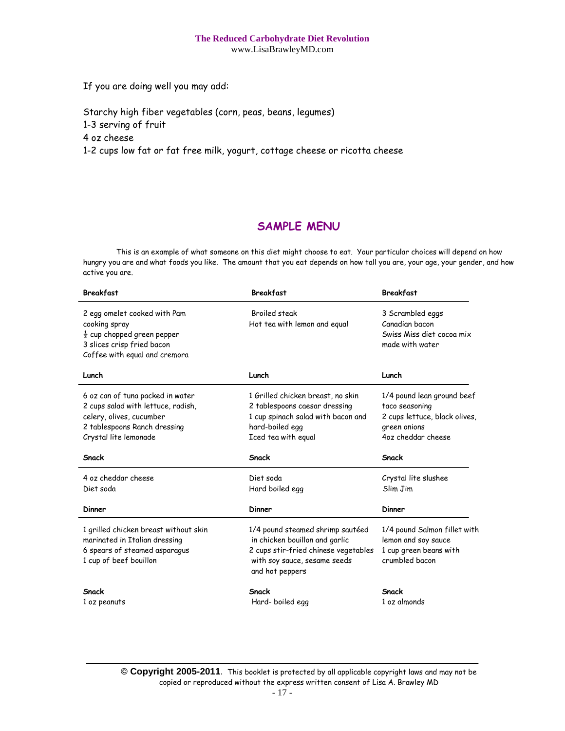If you are doing well you may add:

Starchy high fiber vegetables (corn, peas, beans, legumes)
1-3 serving of fruit
4 oz cheese
1-2 cups low fat or fat free milk, yogurt, cottage cheese or ricotta cheese

## SAMPLE MENU

This is an example of what someone on this diet might choose to eat. Your particular choices will depend on how hungry you are and what foods you like. The amount that you eat depends on how tall you are, your age, your gender, and how active you are.

| | | |
|---|---|---|
| **Breakfast** | **Breakfast** | **Breakfast** |
| 2 egg omelet cooked with Pam cooking spray<br>½ cup chopped green pepper<br>3 slices crisp fried bacon<br>Coffee with equal and cremora | Broiled steak<br>Hot tea with lemon and equal | 3 Scrambled eggs<br>Canadian bacon<br>Swiss Miss diet cocoa mix made with water |
| **Lunch** | **Lunch** | **Lunch** |
| 6 oz can of tuna packed in water<br>2 cups salad with lettuce, radish, celery, olives, cucumber<br>2 tablespoons Ranch dressing<br>Crystal lite lemonade | 1 Grilled chicken breast, no skin<br>2 tablespoons caesar dressing<br>1 cup spinach salad with bacon and hard-boiled egg<br>Iced tea with equal | 1/4 pound lean ground beef<br>taco seasoning<br>2 cups lettuce, black olives, green onions<br>4oz cheddar cheese |
| **Snack** | **Snack** | **Snack** |
| 4 oz cheddar cheese<br>Diet soda | Diet soda<br>Hard boiled egg | Crystal lite slushee<br>Slim Jim |
| **Dinner** | **Dinner** | **Dinner** |
| 1 grilled chicken breast without skin marinated in Italian dressing<br>6 spears of steamed asparagus<br>1 cup of beef bouillon | 1/4 pound steamed shrimp sautéed in chicken bouillon and garlic<br>2 cups stir-fried chinese vegetables with soy sauce, sesame seeds and hot peppers | 1/4 pound Salmon fillet with lemon and soy sauce<br>1 cup green beans with crumbled bacon |
| **Snack** | **Snack** | **Snack** |
| 1 oz peanuts | Hard- boiled egg | 1 oz almonds |

© **Copyright 2005-2011**. This booklet is protected by all applicable copyright laws and may not be copied or reproduced without the express written consent of Lisa A. Brawley MD